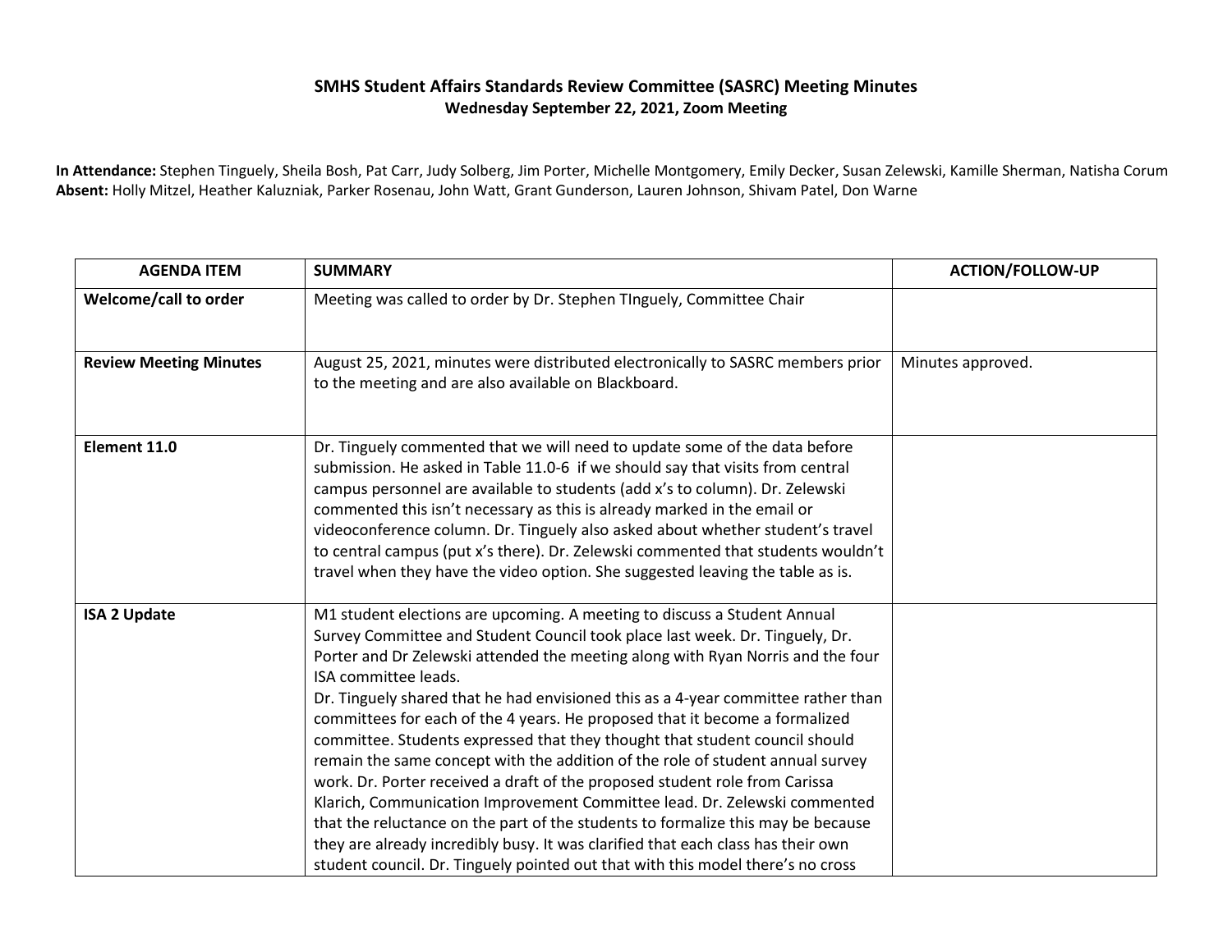# SMHS Student Affairs Standards Review Committee (SASRC) Meeting Minutes

**Wednesday September 22, 2021, Zoom Meeting**

**In Attendance:** Stephen Tinguely, Sheila Bosh, Pat Carr, Judy Solberg, Jim Porter, Michelle Montgomery, Emily Decker, Susan Zelewski, Kamille Sherman, Natisha Corum
**Absent:** Holly Mitzel, Heather Kaluzniak, Parker Rosenau, John Watt, Grant Gunderson, Lauren Johnson, Shivam Patel, Don Warne

| AGENDA ITEM | SUMMARY | ACTION/FOLLOW-UP |
|---|---|---|
| **Welcome/call to order** | Meeting was called to order by Dr. Stephen TInguely, Committee Chair | |
| **Review Meeting Minutes** | August 25, 2021, minutes were distributed electronically to SASRC members prior to the meeting and are also available on Blackboard. | Minutes approved. |
| **Element 11.0** | Dr. Tinguely commented that we will need to update some of the data before submission. He asked in Table 11.0-6 if we should say that visits from central campus personnel are available to students (add x's to column). Dr. Zelewski commented this isn't necessary as this is already marked in the email or videoconference column. Dr. Tinguely also asked about whether student's travel to central campus (put x's there). Dr. Zelewski commented that students wouldn't travel when they have the video option. She suggested leaving the table as is. | |
| **ISA 2 Update** | M1 student elections are upcoming. A meeting to discuss a Student Annual Survey Committee and Student Council took place last week. Dr. Tinguely, Dr. Porter and Dr Zelewski attended the meeting along with Ryan Norris and the four ISA committee leads.<br>Dr. Tinguely shared that he had envisioned this as a 4-year committee rather than committees for each of the 4 years. He proposed that it become a formalized committee. Students expressed that they thought that student council should remain the same concept with the addition of the role of student annual survey work. Dr. Porter received a draft of the proposed student role from Carissa Klarich, Communication Improvement Committee lead. Dr. Zelewski commented that the reluctance on the part of the students to formalize this may be because they are already incredibly busy. It was clarified that each class has their own student council. Dr. Tinguely pointed out that with this model there's no cross | |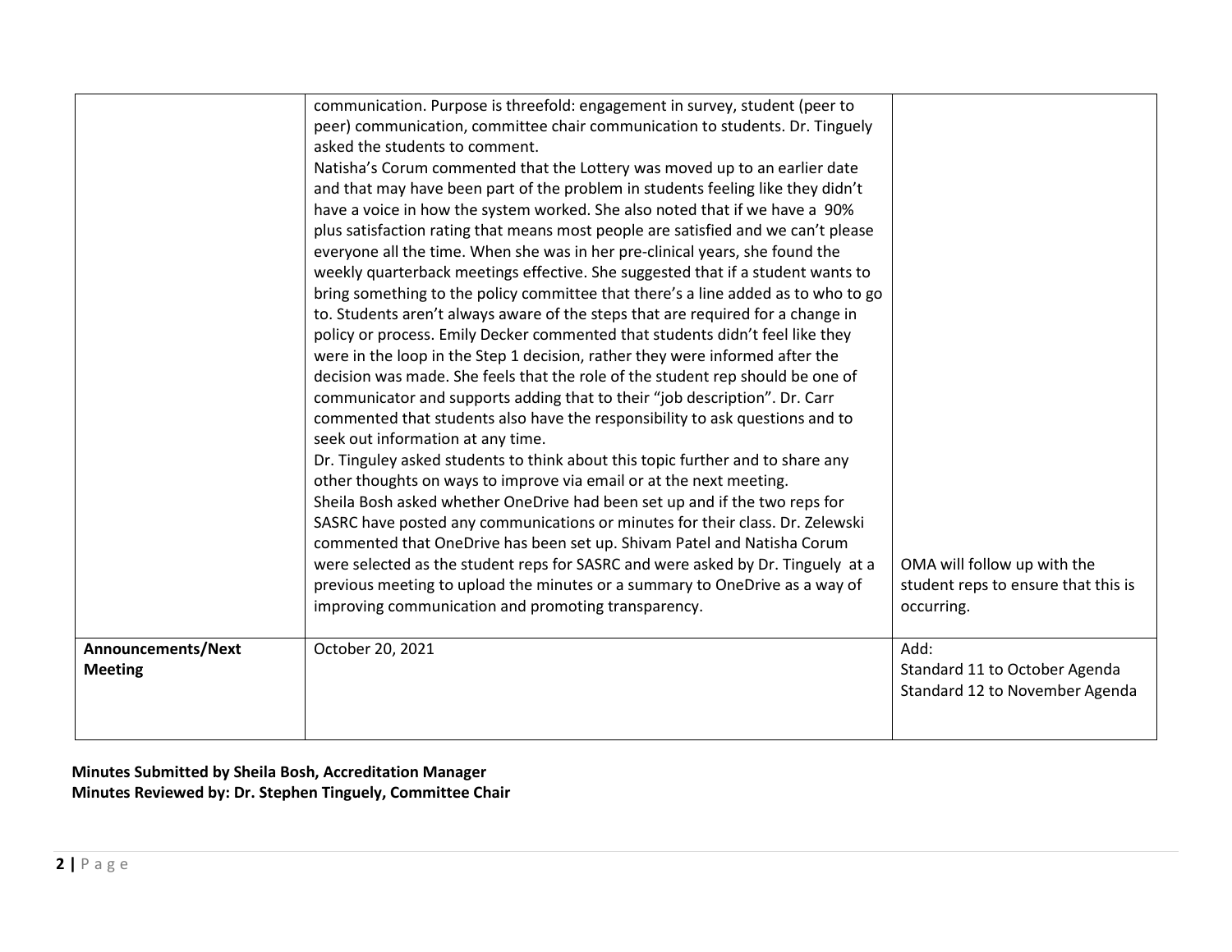| | | |
|---|---|---|
| | communication. Purpose is threefold: engagement in survey, student (peer to peer) communication, committee chair communication to students. Dr. Tinguely asked the students to comment.<br>Natisha's Corum commented that the Lottery was moved up to an earlier date and that may have been part of the problem in students feeling like they didn't have a voice in how the system worked. She also noted that if we have a 90% plus satisfaction rating that means most people are satisfied and we can't please everyone all the time. When she was in her pre-clinical years, she found the weekly quarterback meetings effective. She suggested that if a student wants to bring something to the policy committee that there's a line added as to who to go to. Students aren't always aware of the steps that are required for a change in policy or process. Emily Decker commented that students didn't feel like they were in the loop in the Step 1 decision, rather they were informed after the decision was made. She feels that the role of the student rep should be one of communicator and supports adding that to their "job description". Dr. Carr commented that students also have the responsibility to ask questions and to seek out information at any time.<br>Dr. Tinguley asked students to think about this topic further and to share any other thoughts on ways to improve via email or at the next meeting.<br>Sheila Bosh asked whether OneDrive had been set up and if the two reps for SASRC have posted any communications or minutes for their class. Dr. Zelewski commented that OneDrive has been set up. Shivam Patel and Natisha Corum were selected as the student reps for SASRC and were asked by Dr. Tinguely at a previous meeting to upload the minutes or a summary to OneDrive as a way of improving communication and promoting transparency. | OMA will follow up with the student reps to ensure that this is occurring. |
| **Announcements/Next Meeting** | October 20, 2021 | Add:<br>Standard 11 to October Agenda<br>Standard 12 to November Agenda |

**Minutes Submitted by Sheila Bosh, Accreditation Manager**
**Minutes Reviewed by: Dr. Stephen Tinguely, Committee Chair**